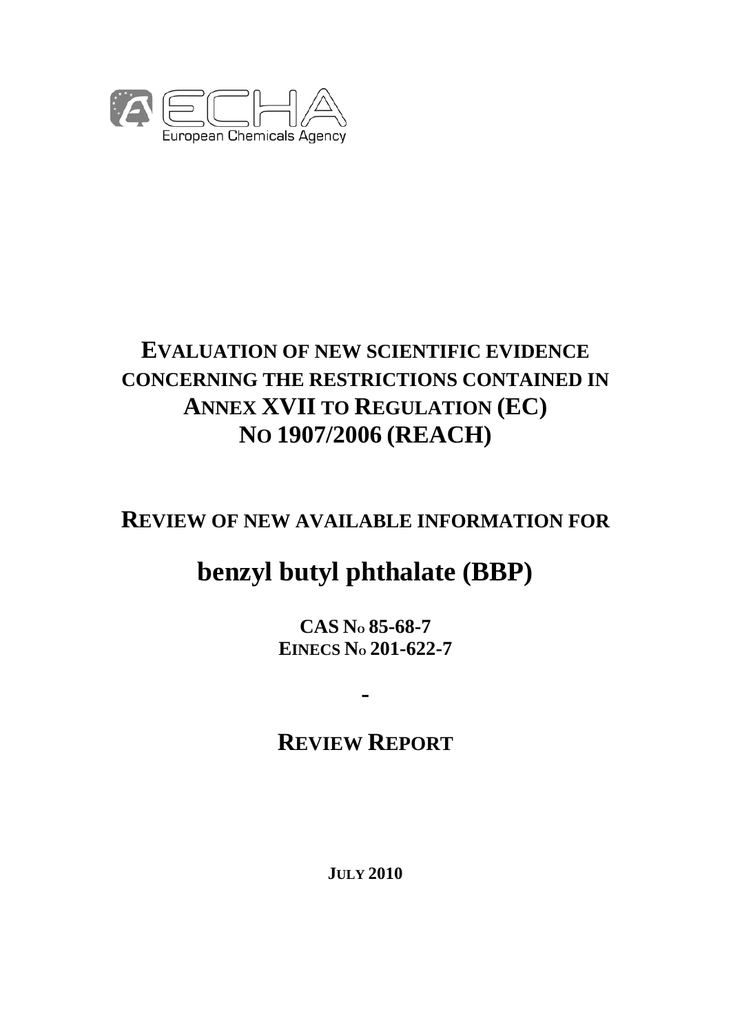European Chemicals Agency

# EVALUATION OF NEW SCIENTIFIC EVIDENCE CONCERNING THE RESTRICTIONS CONTAINED IN ANNEX XVII TO REGULATION (EC) NO 1907/2006 (REACH)

## REVIEW OF NEW AVAILABLE INFORMATION FOR

# benzyl butyl phthalate (BBP)

**CAS NO 85-68-7**
**EINECS NO 201-622-7**

**-**

## REVIEW REPORT

**JULY 2010**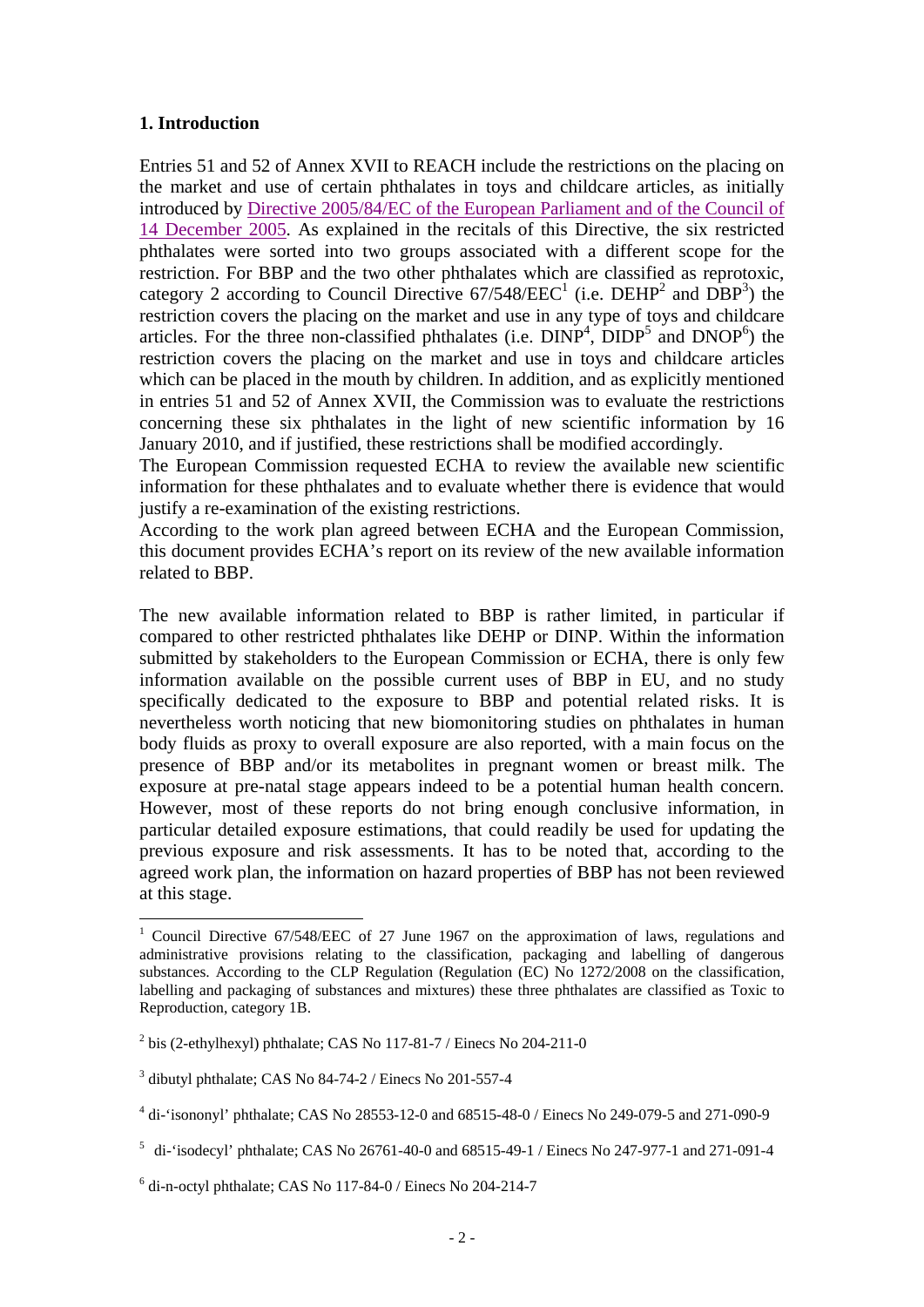## 1. Introduction

Entries 51 and 52 of Annex XVII to REACH include the restrictions on the placing on the market and use of certain phthalates in toys and childcare articles, as initially introduced by Directive 2005/84/EC of the European Parliament and of the Council of 14 December 2005. As explained in the recitals of this Directive, the six restricted phthalates were sorted into two groups associated with a different scope for the restriction. For BBP and the two other phthalates which are classified as reprotoxic, category 2 according to Council Directive 67/548/EEC[1] (i.e. DEHP[2] and DBP[3]) the restriction covers the placing on the market and use in any type of toys and childcare articles. For the three non-classified phthalates (i.e. DINP[4], DIDP[5] and DNOP[6]) the restriction covers the placing on the market and use in toys and childcare articles which can be placed in the mouth by children. In addition, and as explicitly mentioned in entries 51 and 52 of Annex XVII, the Commission was to evaluate the restrictions concerning these six phthalates in the light of new scientific information by 16 January 2010, and if justified, these restrictions shall be modified accordingly.

The European Commission requested ECHA to review the available new scientific information for these phthalates and to evaluate whether there is evidence that would justify a re-examination of the existing restrictions.

According to the work plan agreed between ECHA and the European Commission, this document provides ECHA's report on its review of the new available information related to BBP.

The new available information related to BBP is rather limited, in particular if compared to other restricted phthalates like DEHP or DINP. Within the information submitted by stakeholders to the European Commission or ECHA, there is only few information available on the possible current uses of BBP in EU, and no study specifically dedicated to the exposure to BBP and potential related risks. It is nevertheless worth noticing that new biomonitoring studies on phthalates in human body fluids as proxy to overall exposure are also reported, with a main focus on the presence of BBP and/or its metabolites in pregnant women or breast milk. The exposure at pre-natal stage appears indeed to be a potential human health concern. However, most of these reports do not bring enough conclusive information, in particular detailed exposure estimations, that could readily be used for updating the previous exposure and risk assessments. It has to be noted that, according to the agreed work plan, the information on hazard properties of BBP has not been reviewed at this stage.

---

[1] Council Directive 67/548/EEC of 27 June 1967 on the approximation of laws, regulations and administrative provisions relating to the classification, packaging and labelling of dangerous substances. According to the CLP Regulation (Regulation (EC) No 1272/2008 on the classification, labelling and packaging of substances and mixtures) these three phthalates are classified as Toxic to Reproduction, category 1B.

[2] bis (2-ethylhexyl) phthalate; CAS No 117-81-7 / Einecs No 204-211-0

[3] dibutyl phthalate; CAS No 84-74-2 / Einecs No 201-557-4

[4] di-'isononyl' phthalate; CAS No 28553-12-0 and 68515-48-0 / Einecs No 249-079-5 and 271-090-9

[5] di-'isodecyl' phthalate; CAS No 26761-40-0 and 68515-49-1 / Einecs No 247-977-1 and 271-091-4

[6] di-n-octyl phthalate; CAS No 117-84-0 / Einecs No 204-214-7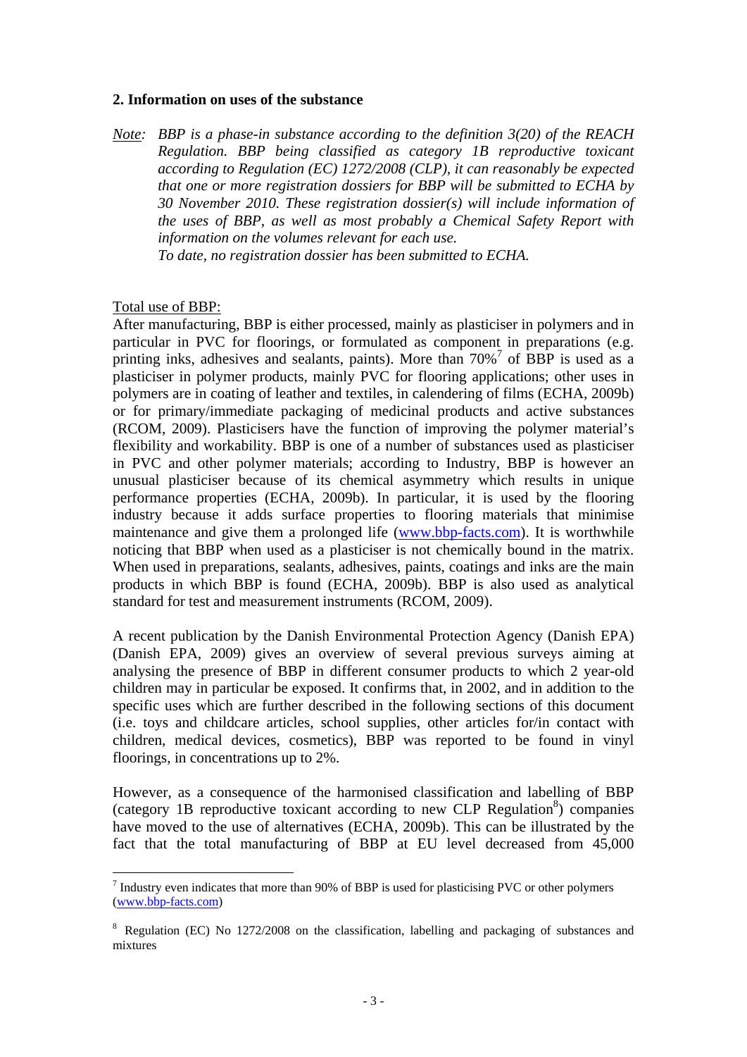## 2. Information on uses of the substance

<u>Note</u>: *BBP is a phase-in substance according to the definition 3(20) of the REACH Regulation. BBP being classified as category 1B reproductive toxicant according to Regulation (EC) 1272/2008 (CLP), it can reasonably be expected that one or more registration dossiers for BBP will be submitted to ECHA by 30 November 2010. These registration dossier(s) will include information of the uses of BBP, as well as most probably a Chemical Safety Report with information on the volumes relevant for each use.*
*To date, no registration dossier has been submitted to ECHA.*

<u>Total use of BBP:</u>
After manufacturing, BBP is either processed, mainly as plasticiser in polymers and in particular in PVC for floorings, or formulated as component in preparations (e.g. printing inks, adhesives and sealants, paints). More than 70%[7] of BBP is used as a plasticiser in polymer products, mainly PVC for flooring applications; other uses in polymers are in coating of leather and textiles, in calendering of films (ECHA, 2009b) or for primary/immediate packaging of medicinal products and active substances (RCOM, 2009). Plasticisers have the function of improving the polymer material's flexibility and workability. BBP is one of a number of substances used as plasticiser in PVC and other polymer materials; according to Industry, BBP is however an unusual plasticiser because of its chemical asymmetry which results in unique performance properties (ECHA, 2009b). In particular, it is used by the flooring industry because it adds surface properties to flooring materials that minimise maintenance and give them a prolonged life (www.bbp-facts.com). It is worthwhile noticing that BBP when used as a plasticiser is not chemically bound in the matrix. When used in preparations, sealants, adhesives, paints, coatings and inks are the main products in which BBP is found (ECHA, 2009b). BBP is also used as analytical standard for test and measurement instruments (RCOM, 2009).

A recent publication by the Danish Environmental Protection Agency (Danish EPA) (Danish EPA, 2009) gives an overview of several previous surveys aiming at analysing the presence of BBP in different consumer products to which 2 year-old children may in particular be exposed. It confirms that, in 2002, and in addition to the specific uses which are further described in the following sections of this document (i.e. toys and childcare articles, school supplies, other articles for/in contact with children, medical devices, cosmetics), BBP was reported to be found in vinyl floorings, in concentrations up to 2%.

However, as a consequence of the harmonised classification and labelling of BBP (category 1B reproductive toxicant according to new CLP Regulation[8]) companies have moved to the use of alternatives (ECHA, 2009b). This can be illustrated by the fact that the total manufacturing of BBP at EU level decreased from 45,000

---

[7] Industry even indicates that more than 90% of BBP is used for plasticising PVC or other polymers (www.bbp-facts.com)

[8] Regulation (EC) No 1272/2008 on the classification, labelling and packaging of substances and mixtures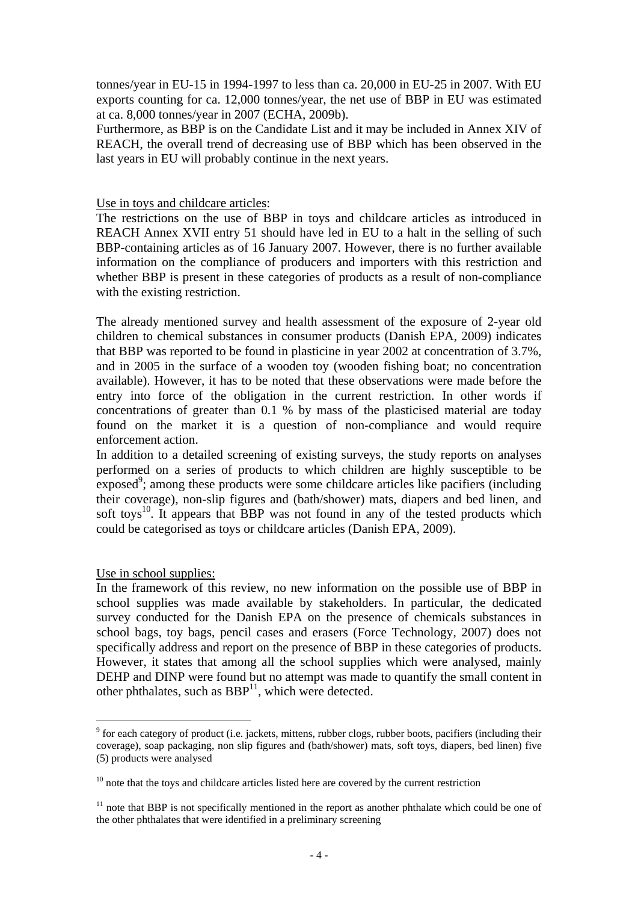tonnes/year in EU-15 in 1994-1997 to less than ca. 20,000 in EU-25 in 2007. With EU exports counting for ca. 12,000 tonnes/year, the net use of BBP in EU was estimated at ca. 8,000 tonnes/year in 2007 (ECHA, 2009b).

Furthermore, as BBP is on the Candidate List and it may be included in Annex XIV of REACH, the overall trend of decreasing use of BBP which has been observed in the last years in EU will probably continue in the next years.

Use in toys and childcare articles:

The restrictions on the use of BBP in toys and childcare articles as introduced in REACH Annex XVII entry 51 should have led in EU to a halt in the selling of such BBP-containing articles as of 16 January 2007. However, there is no further available information on the compliance of producers and importers with this restriction and whether BBP is present in these categories of products as a result of non-compliance with the existing restriction.

The already mentioned survey and health assessment of the exposure of 2-year old children to chemical substances in consumer products (Danish EPA, 2009) indicates that BBP was reported to be found in plasticine in year 2002 at concentration of 3.7%, and in 2005 in the surface of a wooden toy (wooden fishing boat; no concentration available). However, it has to be noted that these observations were made before the entry into force of the obligation in the current restriction. In other words if concentrations of greater than 0.1 % by mass of the plasticised material are today found on the market it is a question of non-compliance and would require enforcement action.

In addition to a detailed screening of existing surveys, the study reports on analyses performed on a series of products to which children are highly susceptible to be exposed[9]; among these products were some childcare articles like pacifiers (including their coverage), non-slip figures and (bath/shower) mats, diapers and bed linen, and soft toys[10]. It appears that BBP was not found in any of the tested products which could be categorised as toys or childcare articles (Danish EPA, 2009).

Use in school supplies:

In the framework of this review, no new information on the possible use of BBP in school supplies was made available by stakeholders. In particular, the dedicated survey conducted for the Danish EPA on the presence of chemicals substances in school bags, toy bags, pencil cases and erasers (Force Technology, 2007) does not specifically address and report on the presence of BBP in these categories of products. However, it states that among all the school supplies which were analysed, mainly DEHP and DINP were found but no attempt was made to quantify the small content in other phthalates, such as BBP[11], which were detected.

---

[9] for each category of product (i.e. jackets, mittens, rubber clogs, rubber boots, pacifiers (including their coverage), soap packaging, non slip figures and (bath/shower) mats, soft toys, diapers, bed linen) five (5) products were analysed

[10] note that the toys and childcare articles listed here are covered by the current restriction

[11] note that BBP is not specifically mentioned in the report as another phthalate which could be one of the other phthalates that were identified in a preliminary screening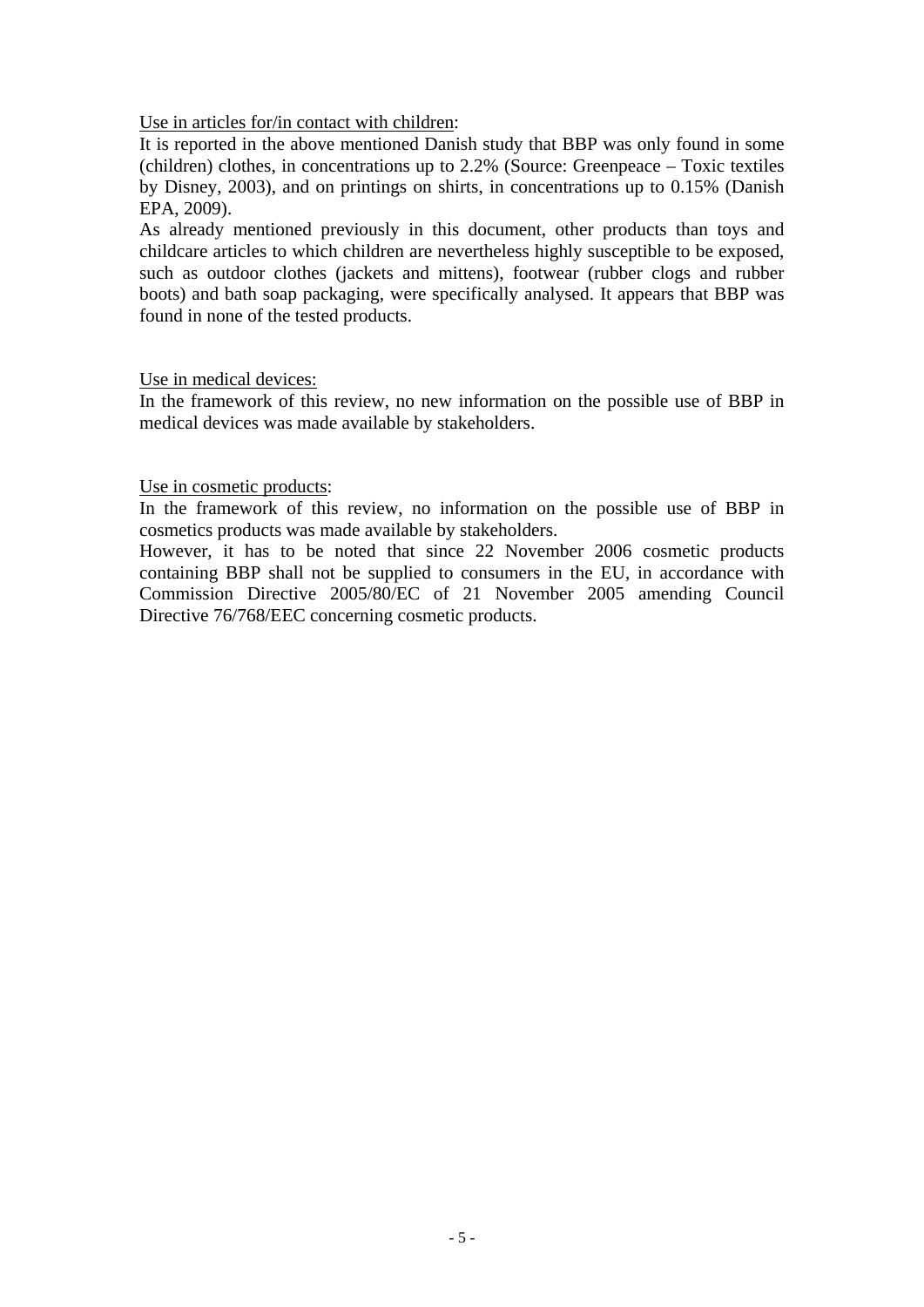<u>Use in articles for/in contact with children</u>:

It is reported in the above mentioned Danish study that BBP was only found in some (children) clothes, in concentrations up to 2.2% (Source: Greenpeace – Toxic textiles by Disney, 2003), and on printings on shirts, in concentrations up to 0.15% (Danish EPA, 2009).

As already mentioned previously in this document, other products than toys and childcare articles to which children are nevertheless highly susceptible to be exposed, such as outdoor clothes (jackets and mittens), footwear (rubber clogs and rubber boots) and bath soap packaging, were specifically analysed. It appears that BBP was found in none of the tested products.

<u>Use in medical devices:</u>

In the framework of this review, no new information on the possible use of BBP in medical devices was made available by stakeholders.

<u>Use in cosmetic products</u>:

In the framework of this review, no information on the possible use of BBP in cosmetics products was made available by stakeholders.

However, it has to be noted that since 22 November 2006 cosmetic products containing BBP shall not be supplied to consumers in the EU, in accordance with Commission Directive 2005/80/EC of 21 November 2005 amending Council Directive 76/768/EEC concerning cosmetic products.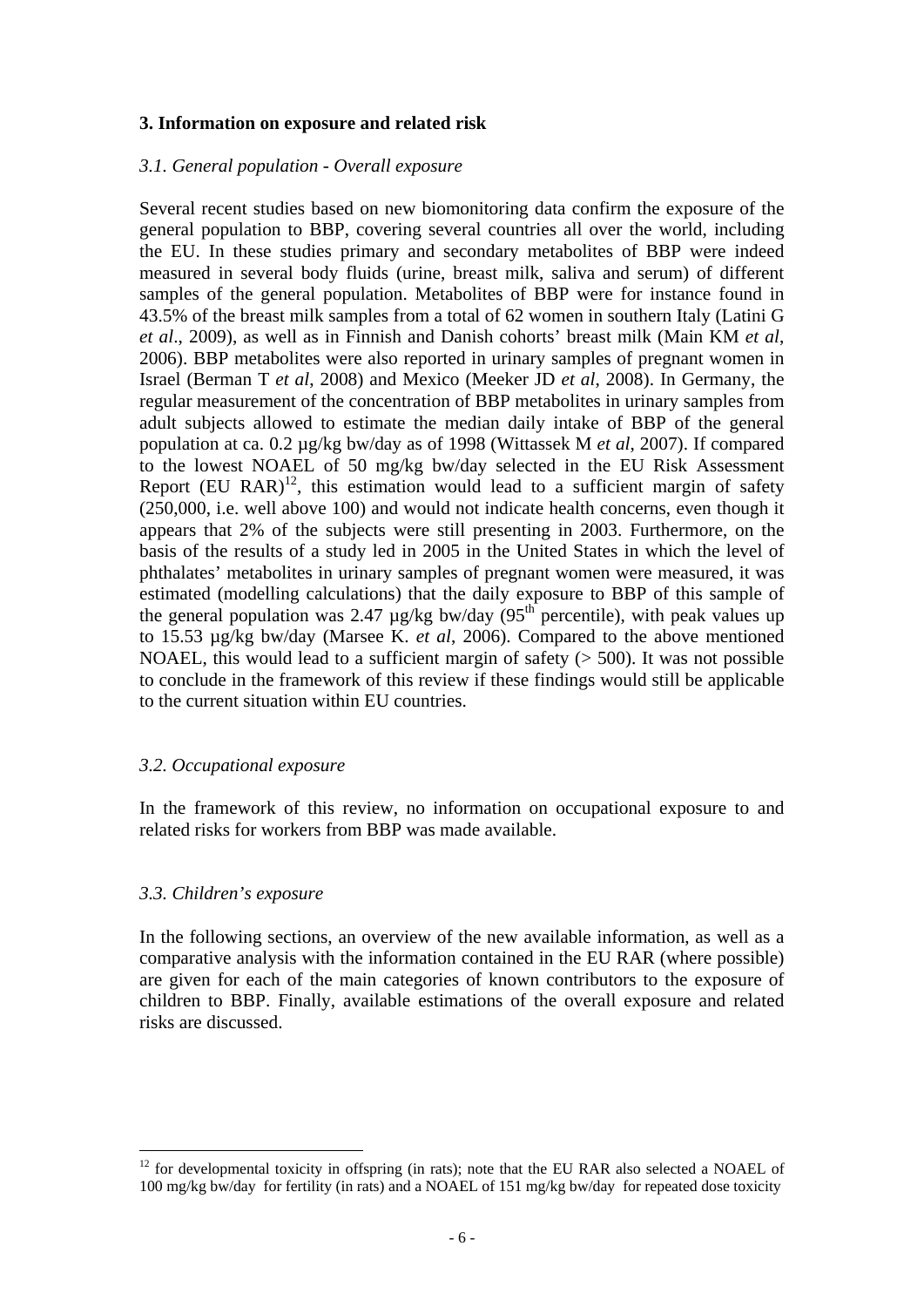## 3. Information on exposure and related risk

### *3.1. General population - Overall exposure*

Several recent studies based on new biomonitoring data confirm the exposure of the general population to BBP, covering several countries all over the world, including the EU. In these studies primary and secondary metabolites of BBP were indeed measured in several body fluids (urine, breast milk, saliva and serum) of different samples of the general population. Metabolites of BBP were for instance found in 43.5% of the breast milk samples from a total of 62 women in southern Italy (Latini G *et al*., 2009), as well as in Finnish and Danish cohorts' breast milk (Main KM *et al*, 2006). BBP metabolites were also reported in urinary samples of pregnant women in Israel (Berman T *et al*, 2008) and Mexico (Meeker JD *et al*, 2008). In Germany, the regular measurement of the concentration of BBP metabolites in urinary samples from adult subjects allowed to estimate the median daily intake of BBP of the general population at ca. 0.2 µg/kg bw/day as of 1998 (Wittassek M *et al*, 2007). If compared to the lowest NOAEL of 50 mg/kg bw/day selected in the EU Risk Assessment Report (EU RAR)[12], this estimation would lead to a sufficient margin of safety (250,000, i.e. well above 100) and would not indicate health concerns, even though it appears that 2% of the subjects were still presenting in 2003. Furthermore, on the basis of the results of a study led in 2005 in the United States in which the level of phthalates' metabolites in urinary samples of pregnant women were measured, it was estimated (modelling calculations) that the daily exposure to BBP of this sample of the general population was 2.47 µg/kg bw/day (95$^{th}$ percentile), with peak values up to 15.53 µg/kg bw/day (Marsee K. *et al*, 2006). Compared to the above mentioned NOAEL, this would lead to a sufficient margin of safety (> 500). It was not possible to conclude in the framework of this review if these findings would still be applicable to the current situation within EU countries.

### *3.2. Occupational exposure*

In the framework of this review, no information on occupational exposure to and related risks for workers from BBP was made available.

### *3.3. Children's exposure*

In the following sections, an overview of the new available information, as well as a comparative analysis with the information contained in the EU RAR (where possible) are given for each of the main categories of known contributors to the exposure of children to BBP. Finally, available estimations of the overall exposure and related risks are discussed.

---

[12] for developmental toxicity in offspring (in rats); note that the EU RAR also selected a NOAEL of 100 mg/kg bw/day for fertility (in rats) and a NOAEL of 151 mg/kg bw/day for repeated dose toxicity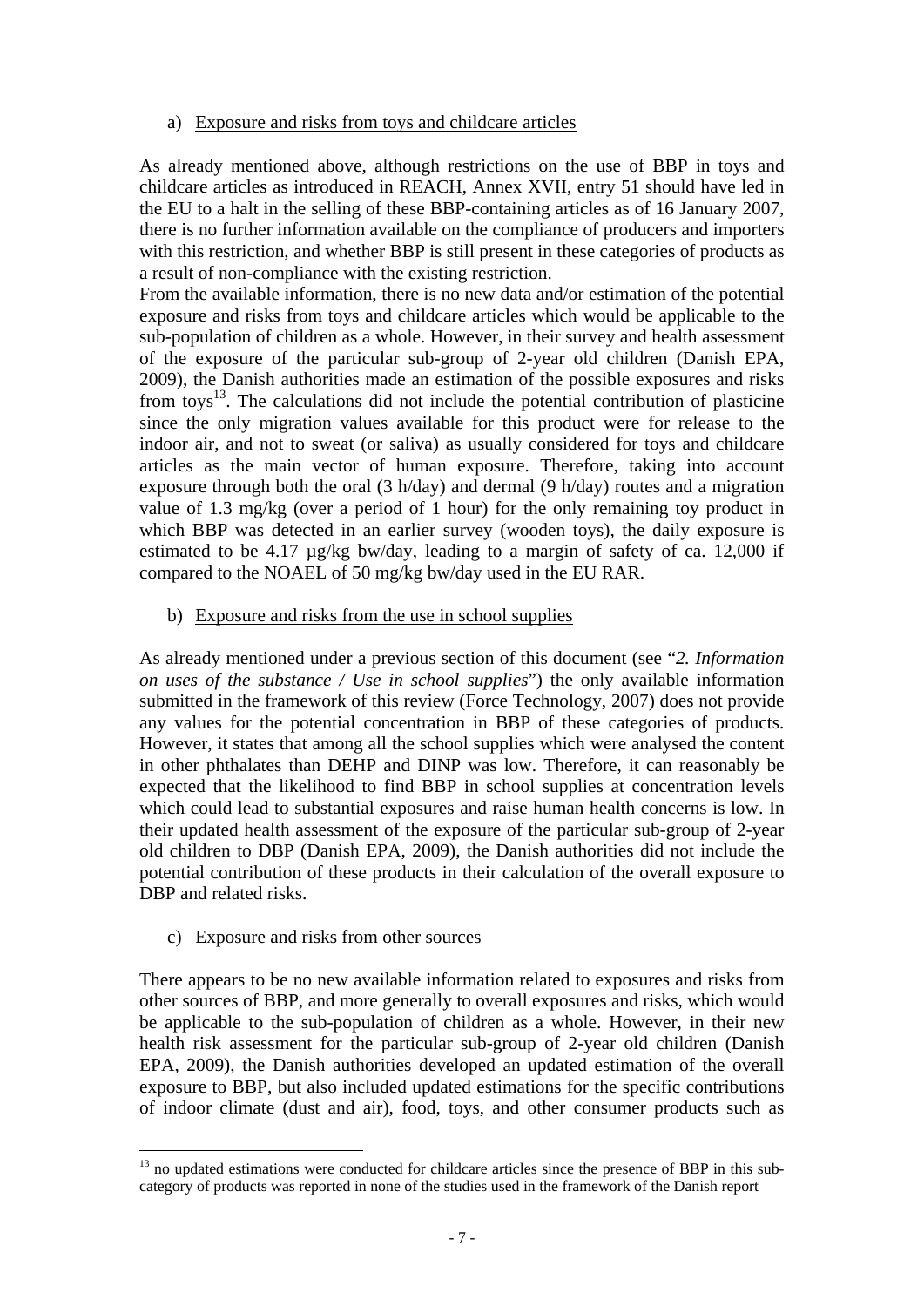a) Exposure and risks from toys and childcare articles

As already mentioned above, although restrictions on the use of BBP in toys and childcare articles as introduced in REACH, Annex XVII, entry 51 should have led in the EU to a halt in the selling of these BBP-containing articles as of 16 January 2007, there is no further information available on the compliance of producers and importers with this restriction, and whether BBP is still present in these categories of products as a result of non-compliance with the existing restriction.

From the available information, there is no new data and/or estimation of the potential exposure and risks from toys and childcare articles which would be applicable to the sub-population of children as a whole. However, in their survey and health assessment of the exposure of the particular sub-group of 2-year old children (Danish EPA, 2009), the Danish authorities made an estimation of the possible exposures and risks from toys[13]. The calculations did not include the potential contribution of plasticine since the only migration values available for this product were for release to the indoor air, and not to sweat (or saliva) as usually considered for toys and childcare articles as the main vector of human exposure. Therefore, taking into account exposure through both the oral (3 h/day) and dermal (9 h/day) routes and a migration value of 1.3 mg/kg (over a period of 1 hour) for the only remaining toy product in which BBP was detected in an earlier survey (wooden toys), the daily exposure is estimated to be 4.17 µg/kg bw/day, leading to a margin of safety of ca. 12,000 if compared to the NOAEL of 50 mg/kg bw/day used in the EU RAR.

b) Exposure and risks from the use in school supplies

As already mentioned under a previous section of this document (see "*2. Information on uses of the substance / Use in school supplies*") the only available information submitted in the framework of this review (Force Technology, 2007) does not provide any values for the potential concentration in BBP of these categories of products. However, it states that among all the school supplies which were analysed the content in other phthalates than DEHP and DINP was low. Therefore, it can reasonably be expected that the likelihood to find BBP in school supplies at concentration levels which could lead to substantial exposures and raise human health concerns is low. In their updated health assessment of the exposure of the particular sub-group of 2-year old children to DBP (Danish EPA, 2009), the Danish authorities did not include the potential contribution of these products in their calculation of the overall exposure to DBP and related risks.

c) Exposure and risks from other sources

There appears to be no new available information related to exposures and risks from other sources of BBP, and more generally to overall exposures and risks, which would be applicable to the sub-population of children as a whole. However, in their new health risk assessment for the particular sub-group of 2-year old children (Danish EPA, 2009), the Danish authorities developed an updated estimation of the overall exposure to BBP, but also included updated estimations for the specific contributions of indoor climate (dust and air), food, toys, and other consumer products such as

[13] no updated estimations were conducted for childcare articles since the presence of BBP in this sub-category of products was reported in none of the studies used in the framework of the Danish report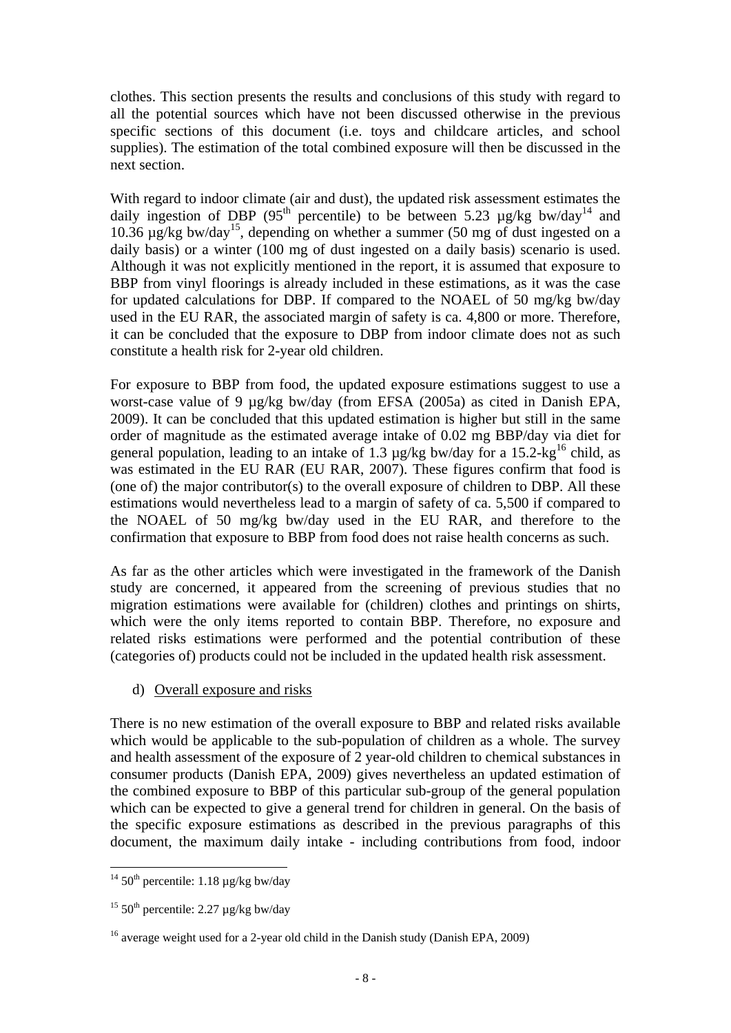clothes. This section presents the results and conclusions of this study with regard to all the potential sources which have not been discussed otherwise in the previous specific sections of this document (i.e. toys and childcare articles, and school supplies). The estimation of the total combined exposure will then be discussed in the next section.

With regard to indoor climate (air and dust), the updated risk assessment estimates the daily ingestion of DBP ($95^{th}$ percentile) to be between 5.23 µg/kg bw/day[14] and 10.36 µg/kg bw/day[15], depending on whether a summer (50 mg of dust ingested on a daily basis) or a winter (100 mg of dust ingested on a daily basis) scenario is used. Although it was not explicitly mentioned in the report, it is assumed that exposure to BBP from vinyl floorings is already included in these estimations, as it was the case for updated calculations for DBP. If compared to the NOAEL of 50 mg/kg bw/day used in the EU RAR, the associated margin of safety is ca. 4,800 or more. Therefore, it can be concluded that the exposure to DBP from indoor climate does not as such constitute a health risk for 2-year old children.

For exposure to BBP from food, the updated exposure estimations suggest to use a worst-case value of 9 µg/kg bw/day (from EFSA (2005a) as cited in Danish EPA, 2009). It can be concluded that this updated estimation is higher but still in the same order of magnitude as the estimated average intake of 0.02 mg BBP/day via diet for general population, leading to an intake of 1.3 µg/kg bw/day for a 15.2-kg[16] child, as was estimated in the EU RAR (EU RAR, 2007). These figures confirm that food is (one of) the major contributor(s) to the overall exposure of children to DBP. All these estimations would nevertheless lead to a margin of safety of ca. 5,500 if compared to the NOAEL of 50 mg/kg bw/day used in the EU RAR, and therefore to the confirmation that exposure to BBP from food does not raise health concerns as such.

As far as the other articles which were investigated in the framework of the Danish study are concerned, it appeared from the screening of previous studies that no migration estimations were available for (children) clothes and printings on shirts, which were the only items reported to contain BBP. Therefore, no exposure and related risks estimations were performed and the potential contribution of these (categories of) products could not be included in the updated health risk assessment.

d) Overall exposure and risks

There is no new estimation of the overall exposure to BBP and related risks available which would be applicable to the sub-population of children as a whole. The survey and health assessment of the exposure of 2 year-old children to chemical substances in consumer products (Danish EPA, 2009) gives nevertheless an updated estimation of the combined exposure to BBP of this particular sub-group of the general population which can be expected to give a general trend for children in general. On the basis of the specific exposure estimations as described in the previous paragraphs of this document, the maximum daily intake - including contributions from food, indoor

[14] $50^{th}$ percentile: 1.18 µg/kg bw/day

[15] $50^{th}$ percentile: 2.27 µg/kg bw/day

[16] average weight used for a 2-year old child in the Danish study (Danish EPA, 2009)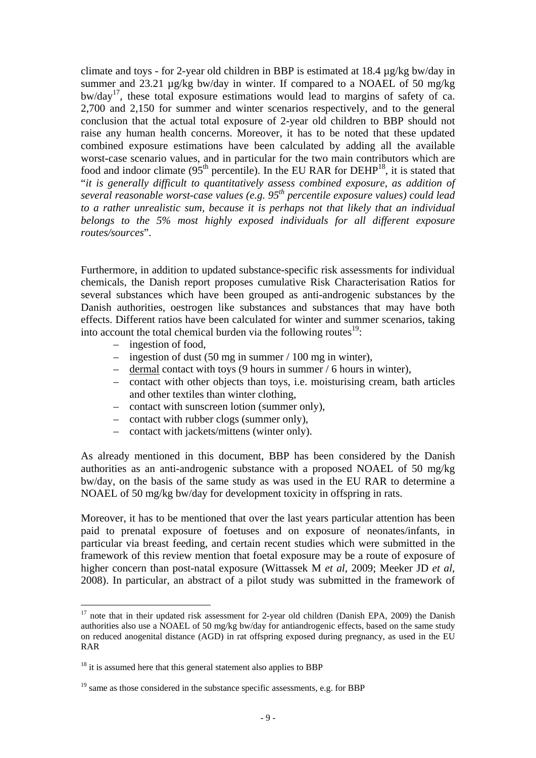climate and toys - for 2-year old children in BBP is estimated at 18.4 µg/kg bw/day in summer and 23.21 µg/kg bw/day in winter. If compared to a NOAEL of 50 mg/kg bw/day[17], these total exposure estimations would lead to margins of safety of ca. 2,700 and 2,150 for summer and winter scenarios respectively, and to the general conclusion that the actual total exposure of 2-year old children to BBP should not raise any human health concerns. Moreover, it has to be noted that these updated combined exposure estimations have been calculated by adding all the available worst-case scenario values, and in particular for the two main contributors which are food and indoor climate (95$^{th}$ percentile). In the EU RAR for DEHP[18], it is stated that "*it is generally difficult to quantitatively assess combined exposure, as addition of several reasonable worst-case values (e.g. 95$^{th}$ percentile exposure values) could lead to a rather unrealistic sum, because it is perhaps not that likely that an individual belongs to the 5% most highly exposed individuals for all different exposure routes/sources*".

Furthermore, in addition to updated substance-specific risk assessments for individual chemicals, the Danish report proposes cumulative Risk Characterisation Ratios for several substances which have been grouped as anti-androgenic substances by the Danish authorities, oestrogen like substances and substances that may have both effects. Different ratios have been calculated for winter and summer scenarios, taking into account the total chemical burden via the following routes[19]:

- ingestion of food,
- ingestion of dust (50 mg in summer / 100 mg in winter),
- dermal contact with toys (9 hours in summer / 6 hours in winter),
- contact with other objects than toys, i.e. moisturising cream, bath articles and other textiles than winter clothing,
- contact with sunscreen lotion (summer only),
- contact with rubber clogs (summer only),
- contact with jackets/mittens (winter only).

As already mentioned in this document, BBP has been considered by the Danish authorities as an anti-androgenic substance with a proposed NOAEL of 50 mg/kg bw/day, on the basis of the same study as was used in the EU RAR to determine a NOAEL of 50 mg/kg bw/day for development toxicity in offspring in rats.

Moreover, it has to be mentioned that over the last years particular attention has been paid to prenatal exposure of foetuses and on exposure of neonates/infants, in particular via breast feeding, and certain recent studies which were submitted in the framework of this review mention that foetal exposure may be a route of exposure of higher concern than post-natal exposure (Wittassek M *et al*, 2009; Meeker JD *et al*, 2008). In particular, an abstract of a pilot study was submitted in the framework of

---

[17] note that in their updated risk assessment for 2-year old children (Danish EPA, 2009) the Danish authorities also use a NOAEL of 50 mg/kg bw/day for antiandrogenic effects, based on the same study on reduced anogenital distance (AGD) in rat offspring exposed during pregnancy, as used in the EU RAR

[18] it is assumed here that this general statement also applies to BBP

[19] same as those considered in the substance specific assessments, e.g. for BBP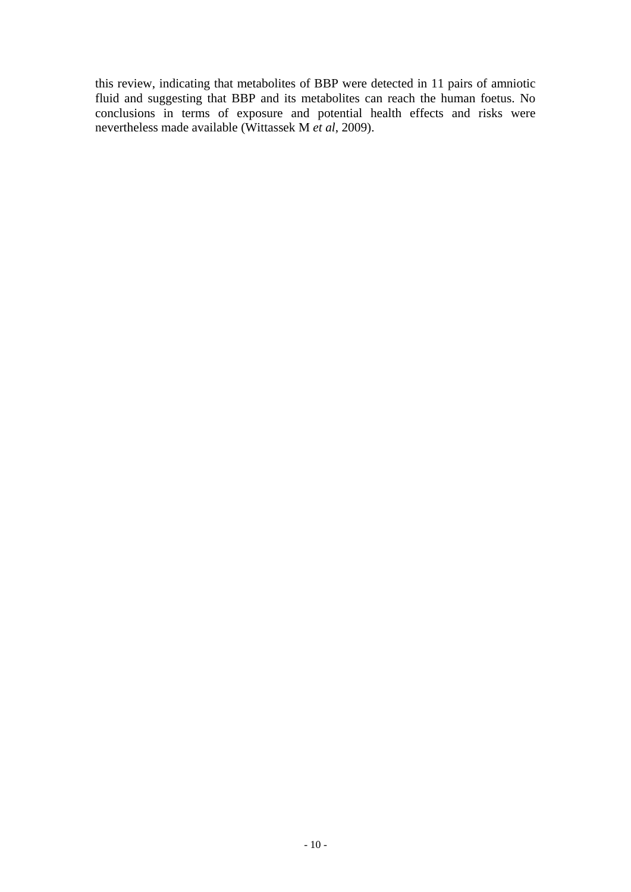this review, indicating that metabolites of BBP were detected in 11 pairs of amniotic fluid and suggesting that BBP and its metabolites can reach the human foetus. No conclusions in terms of exposure and potential health effects and risks were nevertheless made available (Wittassek M *et al*, 2009).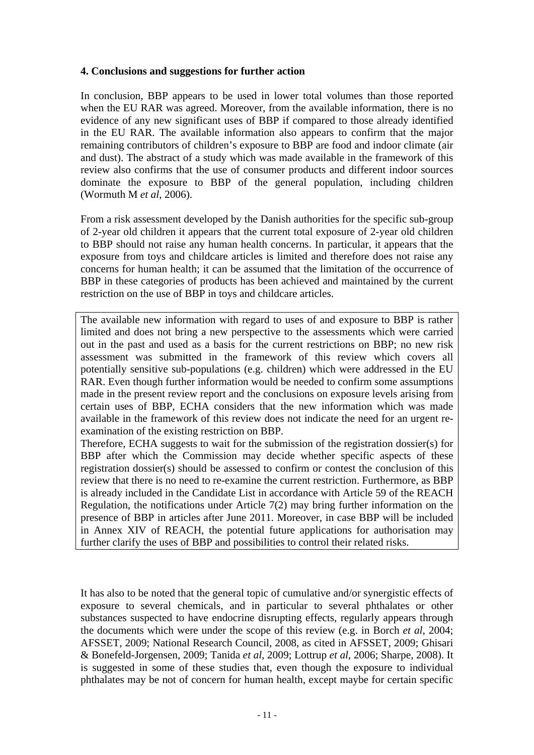## 4. Conclusions and suggestions for further action

In conclusion, BBP appears to be used in lower total volumes than those reported when the EU RAR was agreed. Moreover, from the available information, there is no evidence of any new significant uses of BBP if compared to those already identified in the EU RAR. The available information also appears to confirm that the major remaining contributors of children's exposure to BBP are food and indoor climate (air and dust). The abstract of a study which was made available in the framework of this review also confirms that the use of consumer products and different indoor sources dominate the exposure to BBP of the general population, including children (Wormuth M *et al*, 2006).

From a risk assessment developed by the Danish authorities for the specific sub-group of 2-year old children it appears that the current total exposure of 2-year old children to BBP should not raise any human health concerns. In particular, it appears that the exposure from toys and childcare articles is limited and therefore does not raise any concerns for human health; it can be assumed that the limitation of the occurrence of BBP in these categories of products has been achieved and maintained by the current restriction on the use of BBP in toys and childcare articles.

The available new information with regard to uses of and exposure to BBP is rather limited and does not bring a new perspective to the assessments which were carried out in the past and used as a basis for the current restrictions on BBP; no new risk assessment was submitted in the framework of this review which covers all potentially sensitive sub-populations (e.g. children) which were addressed in the EU RAR. Even though further information would be needed to confirm some assumptions made in the present review report and the conclusions on exposure levels arising from certain uses of BBP, ECHA considers that the new information which was made available in the framework of this review does not indicate the need for an urgent re-examination of the existing restriction on BBP.

Therefore, ECHA suggests to wait for the submission of the registration dossier(s) for BBP after which the Commission may decide whether specific aspects of these registration dossier(s) should be assessed to confirm or contest the conclusion of this review that there is no need to re-examine the current restriction. Furthermore, as BBP is already included in the Candidate List in accordance with Article 59 of the REACH Regulation, the notifications under Article 7(2) may bring further information on the presence of BBP in articles after June 2011. Moreover, in case BBP will be included in Annex XIV of REACH, the potential future applications for authorisation may further clarify the uses of BBP and possibilities to control their related risks.

It has also to be noted that the general topic of cumulative and/or synergistic effects of exposure to several chemicals, and in particular to several phthalates or other substances suspected to have endocrine disrupting effects, regularly appears through the documents which were under the scope of this review (e.g. in Borch *et al*, 2004; AFSSET, 2009; National Research Council, 2008, as cited in AFSSET, 2009; Ghisari & Bonefeld-Jorgensen, 2009; Tanida *et al*, 2009; Lottrup *et al*, 2006; Sharpe, 2008). It is suggested in some of these studies that, even though the exposure to individual phthalates may be not of concern for human health, except maybe for certain specific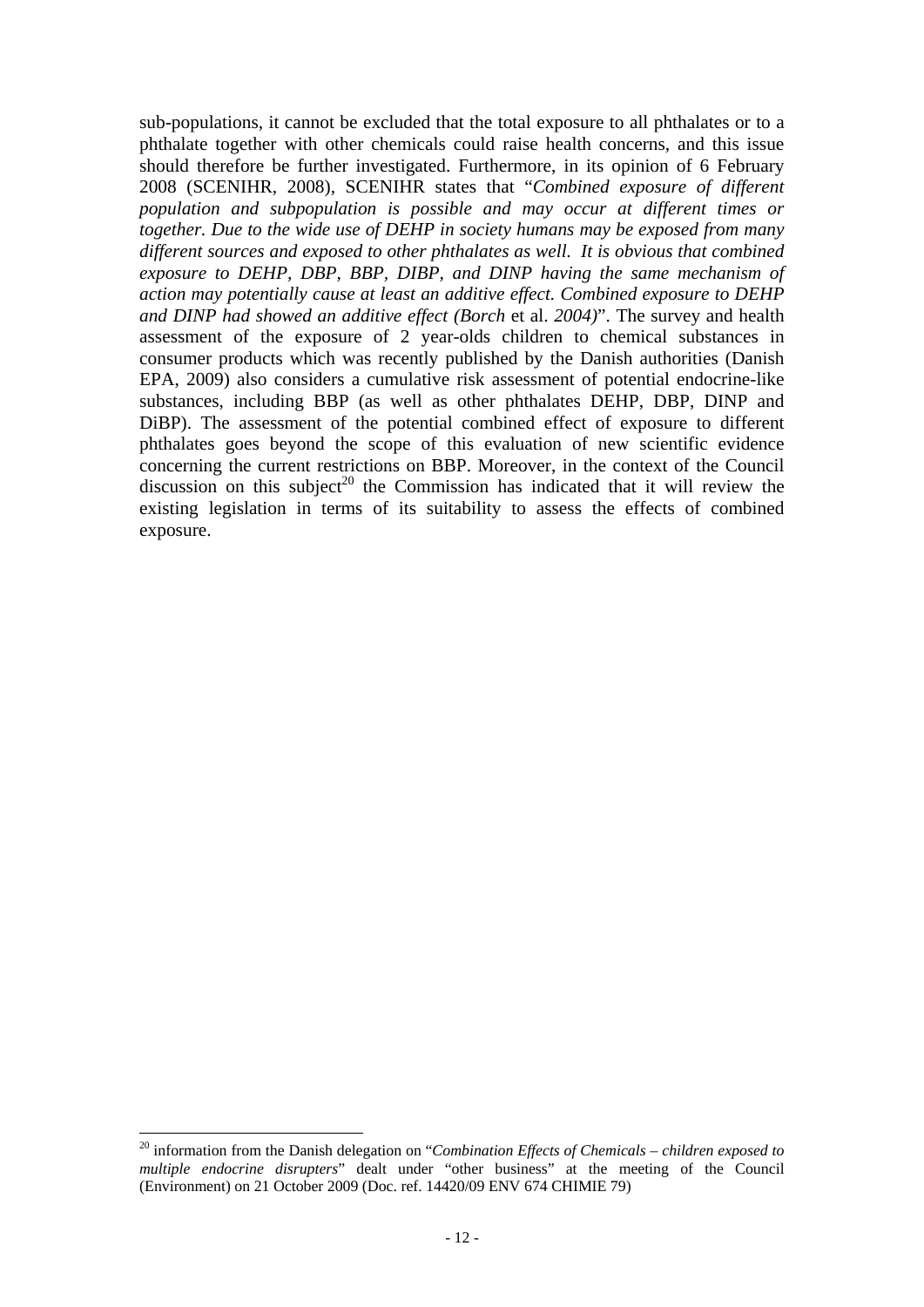sub-populations, it cannot be excluded that the total exposure to all phthalates or to a phthalate together with other chemicals could raise health concerns, and this issue should therefore be further investigated. Furthermore, in its opinion of 6 February 2008 (SCENIHR, 2008), SCENIHR states that "*Combined exposure of different population and subpopulation is possible and may occur at different times or together. Due to the wide use of DEHP in society humans may be exposed from many different sources and exposed to other phthalates as well. It is obvious that combined exposure to DEHP, DBP, BBP, DIBP, and DINP having the same mechanism of action may potentially cause at least an additive effect. Combined exposure to DEHP and DINP had showed an additive effect (Borch* et al. *2004)*". The survey and health assessment of the exposure of 2 year-olds children to chemical substances in consumer products which was recently published by the Danish authorities (Danish EPA, 2009) also considers a cumulative risk assessment of potential endocrine-like substances, including BBP (as well as other phthalates DEHP, DBP, DINP and DiBP). The assessment of the potential combined effect of exposure to different phthalates goes beyond the scope of this evaluation of new scientific evidence concerning the current restrictions on BBP. Moreover, in the context of the Council discussion on this subject[20] the Commission has indicated that it will review the existing legislation in terms of its suitability to assess the effects of combined exposure.

---

[20] information from the Danish delegation on "*Combination Effects of Chemicals – children exposed to multiple endocrine disrupters*" dealt under "other business" at the meeting of the Council (Environment) on 21 October 2009 (Doc. ref. 14420/09 ENV 674 CHIMIE 79)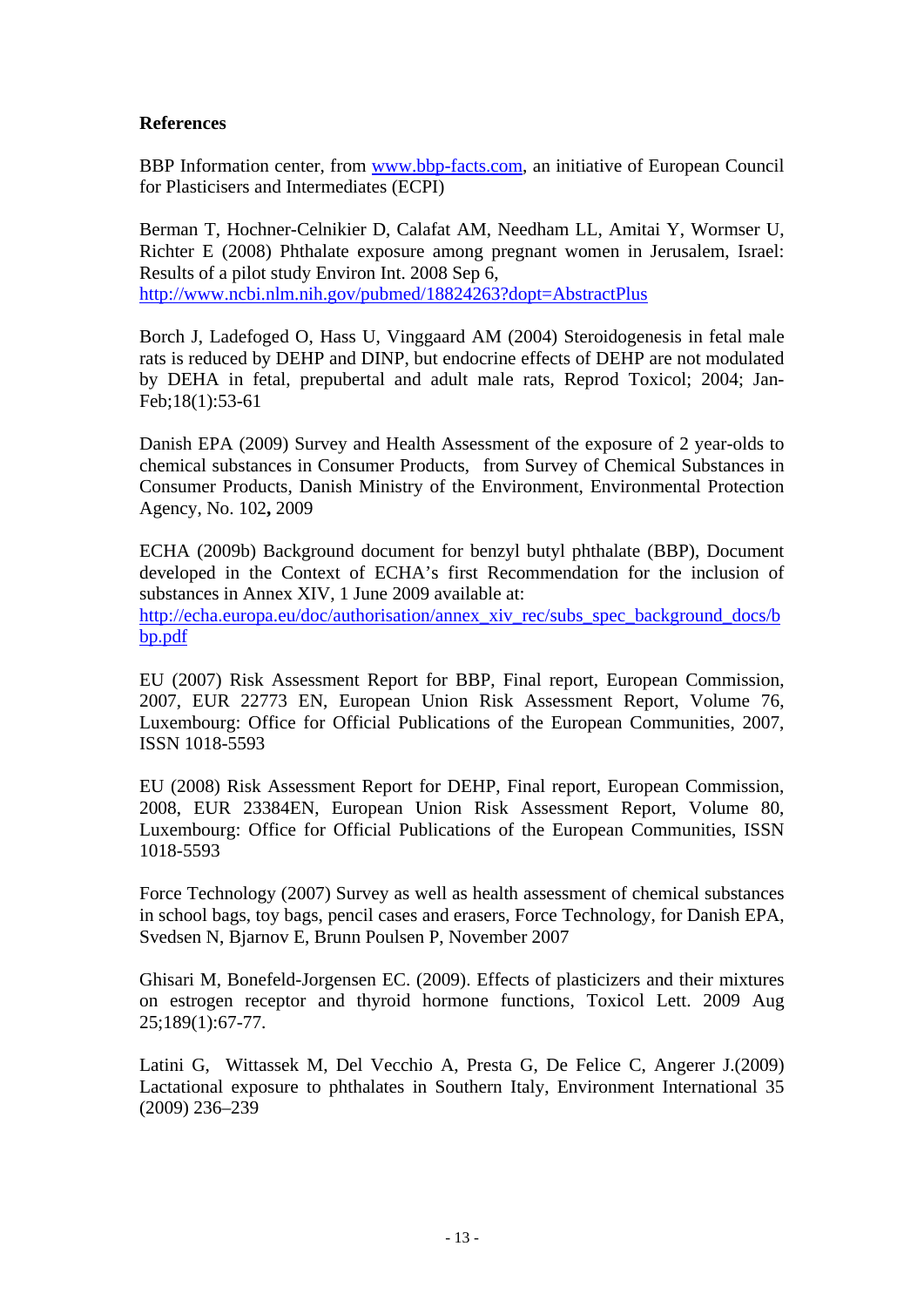**References**

BBP Information center, from [www.bbp-facts.com](http://www.bbp-facts.com), an initiative of European Council for Plasticisers and Intermediates (ECPI)

Berman T, Hochner-Celnikier D, Calafat AM, Needham LL, Amitai Y, Wormser U, Richter E (2008) Phthalate exposure among pregnant women in Jerusalem, Israel: Results of a pilot study Environ Int. 2008 Sep 6, [http://www.ncbi.nlm.nih.gov/pubmed/18824263?dopt=AbstractPlus](http://www.ncbi.nlm.nih.gov/pubmed/18824263?dopt=AbstractPlus)

Borch J, Ladefoged O, Hass U, Vinggaard AM (2004) Steroidogenesis in fetal male rats is reduced by DEHP and DINP, but endocrine effects of DEHP are not modulated by DEHA in fetal, prepubertal and adult male rats, Reprod Toxicol; 2004; Jan-Feb;18(1):53-61

Danish EPA (2009) Survey and Health Assessment of the exposure of 2 year-olds to chemical substances in Consumer Products, from Survey of Chemical Substances in Consumer Products, Danish Ministry of the Environment, Environmental Protection Agency, No. 102**,** 2009

ECHA (2009b) Background document for benzyl butyl phthalate (BBP), Document developed in the Context of ECHA's first Recommendation for the inclusion of substances in Annex XIV, 1 June 2009 available at: [http://echa.europa.eu/doc/authorisation/annex_xiv_rec/subs_spec_background_docs/bbp.pdf](http://echa.europa.eu/doc/authorisation/annex_xiv_rec/subs_spec_background_docs/bbp.pdf)

EU (2007) Risk Assessment Report for BBP, Final report, European Commission, 2007, EUR 22773 EN, European Union Risk Assessment Report, Volume 76, Luxembourg: Office for Official Publications of the European Communities, 2007, ISSN 1018-5593

EU (2008) Risk Assessment Report for DEHP, Final report, European Commission, 2008, EUR 23384EN, European Union Risk Assessment Report, Volume 80, Luxembourg: Office for Official Publications of the European Communities, ISSN 1018-5593

Force Technology (2007) Survey as well as health assessment of chemical substances in school bags, toy bags, pencil cases and erasers, Force Technology, for Danish EPA, Svedsen N, Bjarnov E, Brunn Poulsen P, November 2007

Ghisari M, Bonefeld-Jorgensen EC. (2009). Effects of plasticizers and their mixtures on estrogen receptor and thyroid hormone functions, Toxicol Lett. 2009 Aug 25;189(1):67-77.

Latini G, Wittassek M, Del Vecchio A, Presta G, De Felice C, Angerer J.(2009) Lactational exposure to phthalates in Southern Italy, Environment International 35 (2009) 236–239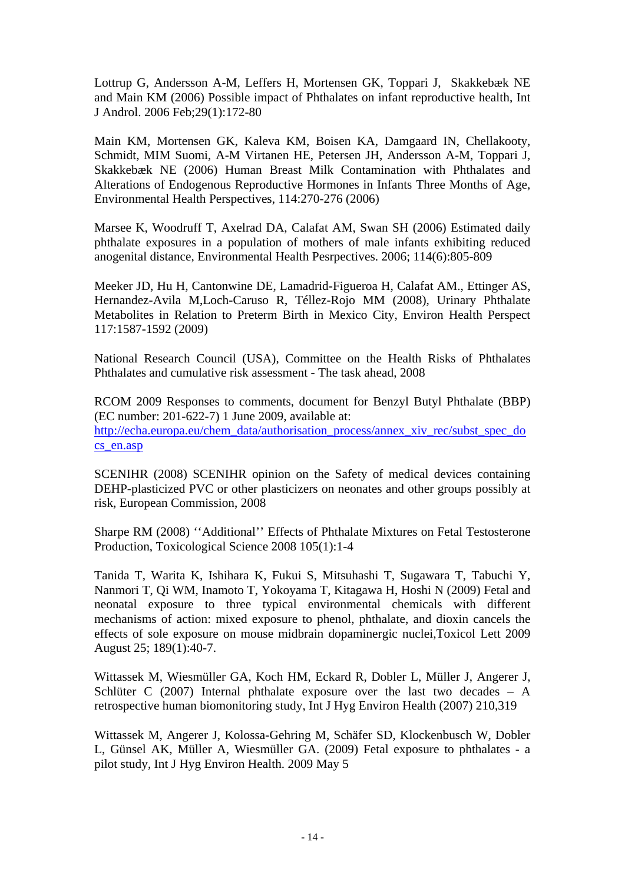Lottrup G, Andersson A-M, Leffers H, Mortensen GK, Toppari J, Skakkebæk NE and Main KM (2006) Possible impact of Phthalates on infant reproductive health, Int J Androl. 2006 Feb;29(1):172-80

Main KM, Mortensen GK, Kaleva KM, Boisen KA, Damgaard IN, Chellakooty, Schmidt, MIM Suomi, A-M Virtanen HE, Petersen JH, Andersson A-M, Toppari J, Skakkebæk NE (2006) Human Breast Milk Contamination with Phthalates and Alterations of Endogenous Reproductive Hormones in Infants Three Months of Age, Environmental Health Perspectives, 114:270-276 (2006)

Marsee K, Woodruff T, Axelrad DA, Calafat AM, Swan SH (2006) Estimated daily phthalate exposures in a population of mothers of male infants exhibiting reduced anogenital distance, Environmental Health Pesrpectives. 2006; 114(6):805-809

Meeker JD, Hu H, Cantonwine DE, Lamadrid-Figueroa H, Calafat AM., Ettinger AS, Hernandez-Avila M,Loch-Caruso R, Téllez-Rojo MM (2008), Urinary Phthalate Metabolites in Relation to Preterm Birth in Mexico City, Environ Health Perspect 117:1587-1592 (2009)

National Research Council (USA), Committee on the Health Risks of Phthalates Phthalates and cumulative risk assessment - The task ahead, 2008

RCOM 2009 Responses to comments, document for Benzyl Butyl Phthalate (BBP) (EC number: 201-622-7) 1 June 2009, available at: http://echa.europa.eu/chem_data/authorisation_process/annex_xiv_rec/subst_spec_docs_en.asp

SCENIHR (2008) SCENIHR opinion on the Safety of medical devices containing DEHP-plasticized PVC or other plasticizers on neonates and other groups possibly at risk, European Commission, 2008

Sharpe RM (2008) ''Additional'' Effects of Phthalate Mixtures on Fetal Testosterone Production, Toxicological Science 2008 105(1):1-4

Tanida T, Warita K, Ishihara K, Fukui S, Mitsuhashi T, Sugawara T, Tabuchi Y, Nanmori T, Qi WM, Inamoto T, Yokoyama T, Kitagawa H, Hoshi N (2009) Fetal and neonatal exposure to three typical environmental chemicals with different mechanisms of action: mixed exposure to phenol, phthalate, and dioxin cancels the effects of sole exposure on mouse midbrain dopaminergic nuclei,Toxicol Lett 2009 August 25; 189(1):40-7.

Wittassek M, Wiesmüller GA, Koch HM, Eckard R, Dobler L, Müller J, Angerer J, Schlüter C (2007) Internal phthalate exposure over the last two decades – A retrospective human biomonitoring study, Int J Hyg Environ Health (2007) 210,319

Wittassek M, Angerer J, Kolossa-Gehring M, Schäfer SD, Klockenbusch W, Dobler L, Günsel AK, Müller A, Wiesmüller GA. (2009) Fetal exposure to phthalates - a pilot study, Int J Hyg Environ Health. 2009 May 5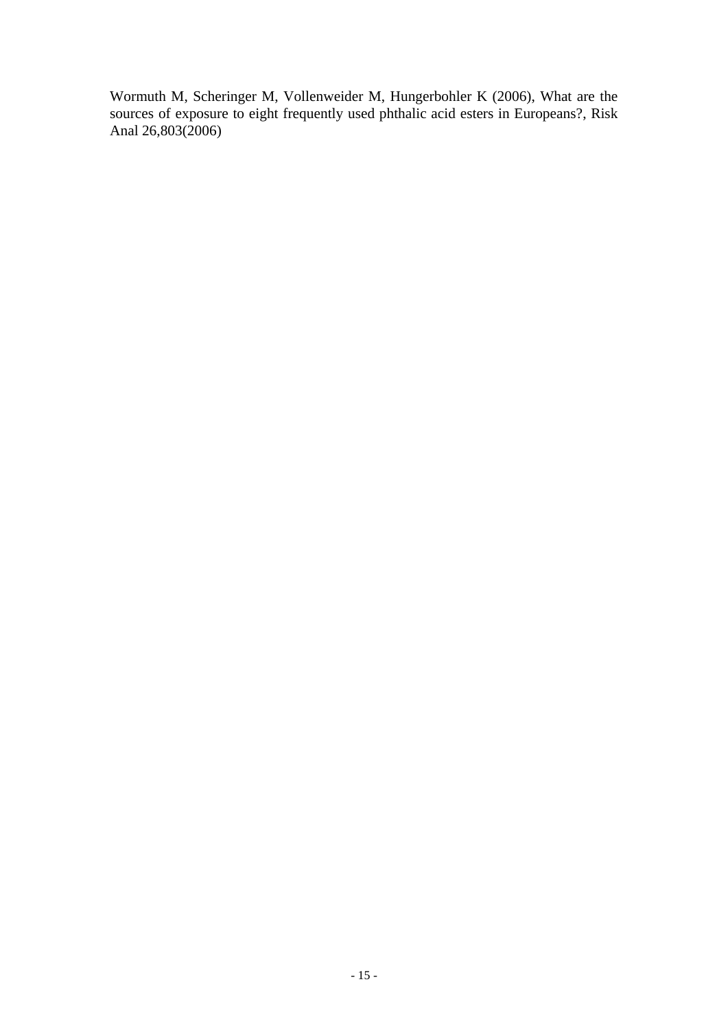Wormuth M, Scheringer M, Vollenweider M, Hungerbohler K (2006), What are the sources of exposure to eight frequently used phthalic acid esters in Europeans?, Risk Anal 26,803(2006)